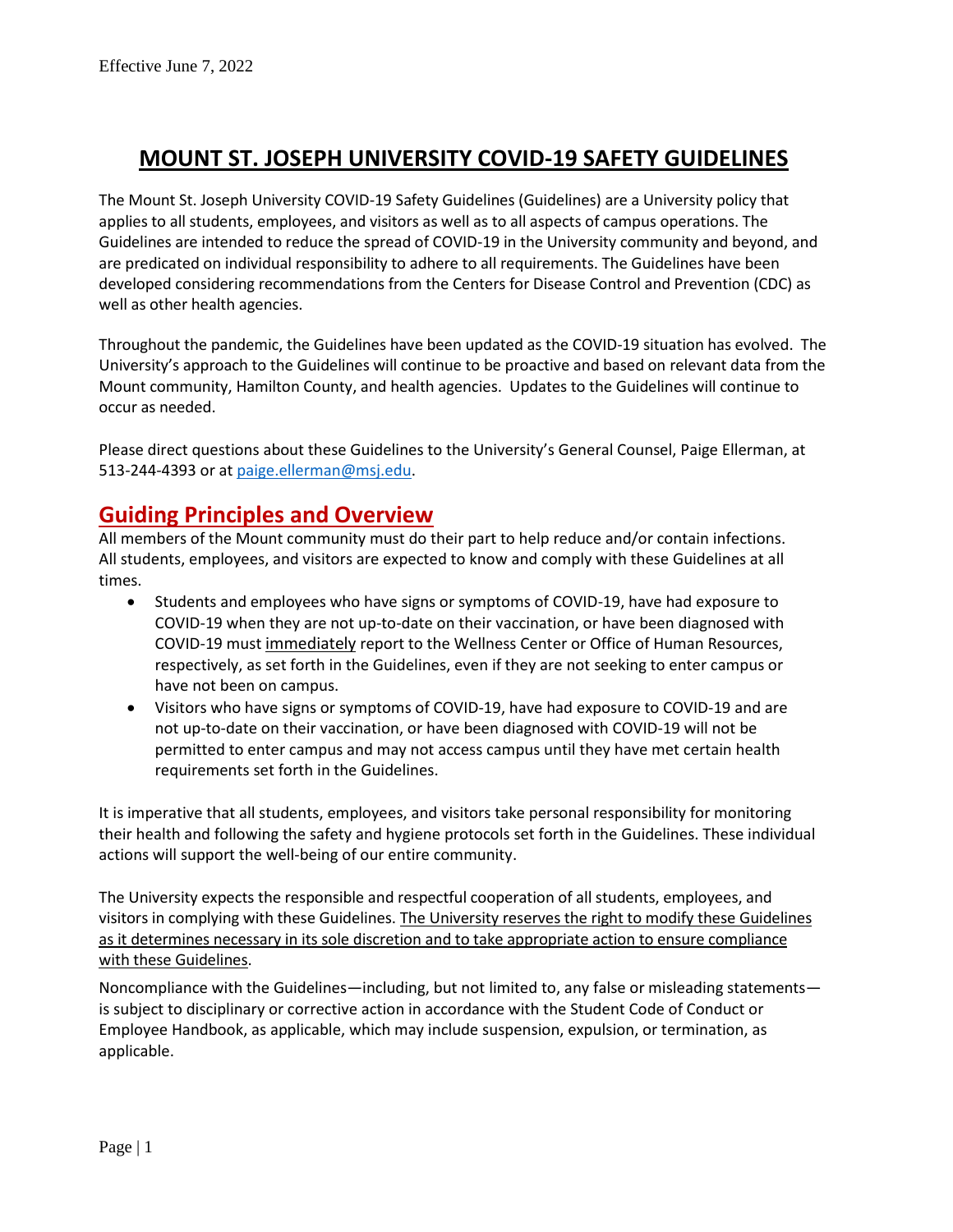Effective June 7, 2022

# MOUNT ST. JOSEPH UNIVERSITY COVID-19 SAFETY GUIDELINES

The Mount St. Joseph University COVID-19 Safety Guidelines (Guidelines) are a University policy that applies to all students, employees, and visitors as well as to all aspects of campus operations. The Guidelines are intended to reduce the spread of COVID-19 in the University community and beyond, and are predicated on individual responsibility to adhere to all requirements. The Guidelines have been developed considering recommendations from the Centers for Disease Control and Prevention (CDC) as well as other health agencies.

Throughout the pandemic, the Guidelines have been updated as the COVID-19 situation has evolved. The University's approach to the Guidelines will continue to be proactive and based on relevant data from the Mount community, Hamilton County, and health agencies. Updates to the Guidelines will continue to occur as needed.

Please direct questions about these Guidelines to the University's General Counsel, Paige Ellerman, at 513-244-4393 or at paige.ellerman@msj.edu.

## Guiding Principles and Overview

All members of the Mount community must do their part to help reduce and/or contain infections. All students, employees, and visitors are expected to know and comply with these Guidelines at all times.

- Students and employees who have signs or symptoms of COVID-19, have had exposure to COVID-19 when they are not up-to-date on their vaccination, or have been diagnosed with COVID-19 must immediately report to the Wellness Center or Office of Human Resources, respectively, as set forth in the Guidelines, even if they are not seeking to enter campus or have not been on campus.
- Visitors who have signs or symptoms of COVID-19, have had exposure to COVID-19 and are not up-to-date on their vaccination, or have been diagnosed with COVID-19 will not be permitted to enter campus and may not access campus until they have met certain health requirements set forth in the Guidelines.

It is imperative that all students, employees, and visitors take personal responsibility for monitoring their health and following the safety and hygiene protocols set forth in the Guidelines. These individual actions will support the well-being of our entire community.

The University expects the responsible and respectful cooperation of all students, employees, and visitors in complying with these Guidelines. The University reserves the right to modify these Guidelines as it determines necessary in its sole discretion and to take appropriate action to ensure compliance with these Guidelines.

Noncompliance with the Guidelines—including, but not limited to, any false or misleading statements—is subject to disciplinary or corrective action in accordance with the Student Code of Conduct or Employee Handbook, as applicable, which may include suspension, expulsion, or termination, as applicable.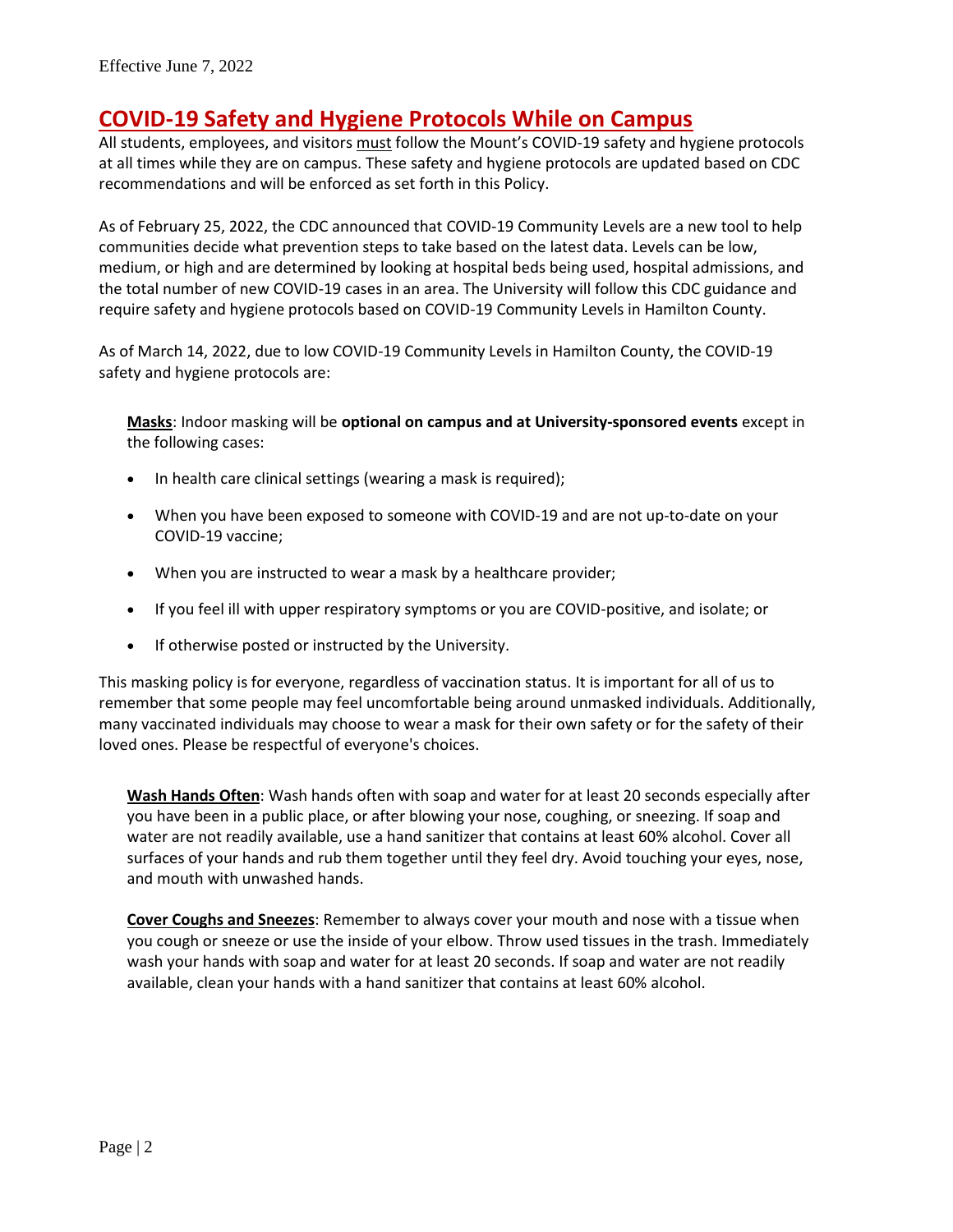Effective June 7, 2022

## COVID-19 Safety and Hygiene Protocols While on Campus

All students, employees, and visitors must follow the Mount's COVID-19 safety and hygiene protocols at all times while they are on campus. These safety and hygiene protocols are updated based on CDC recommendations and will be enforced as set forth in this Policy.

As of February 25, 2022, the CDC announced that COVID-19 Community Levels are a new tool to help communities decide what prevention steps to take based on the latest data. Levels can be low, medium, or high and are determined by looking at hospital beds being used, hospital admissions, and the total number of new COVID-19 cases in an area. The University will follow this CDC guidance and require safety and hygiene protocols based on COVID-19 Community Levels in Hamilton County.

As of March 14, 2022, due to low COVID-19 Community Levels in Hamilton County, the COVID-19 safety and hygiene protocols are:

**Masks**: Indoor masking will be **optional on campus and at University-sponsored events** except in the following cases:

- In health care clinical settings (wearing a mask is required);
- When you have been exposed to someone with COVID-19 and are not up-to-date on your COVID-19 vaccine;
- When you are instructed to wear a mask by a healthcare provider;
- If you feel ill with upper respiratory symptoms or you are COVID-positive, and isolate; or
- If otherwise posted or instructed by the University.

This masking policy is for everyone, regardless of vaccination status. It is important for all of us to remember that some people may feel uncomfortable being around unmasked individuals. Additionally, many vaccinated individuals may choose to wear a mask for their own safety or for the safety of their loved ones. Please be respectful of everyone's choices.

**Wash Hands Often**: Wash hands often with soap and water for at least 20 seconds especially after you have been in a public place, or after blowing your nose, coughing, or sneezing. If soap and water are not readily available, use a hand sanitizer that contains at least 60% alcohol. Cover all surfaces of your hands and rub them together until they feel dry. Avoid touching your eyes, nose, and mouth with unwashed hands.

**Cover Coughs and Sneezes**: Remember to always cover your mouth and nose with a tissue when you cough or sneeze or use the inside of your elbow. Throw used tissues in the trash. Immediately wash your hands with soap and water for at least 20 seconds. If soap and water are not readily available, clean your hands with a hand sanitizer that contains at least 60% alcohol.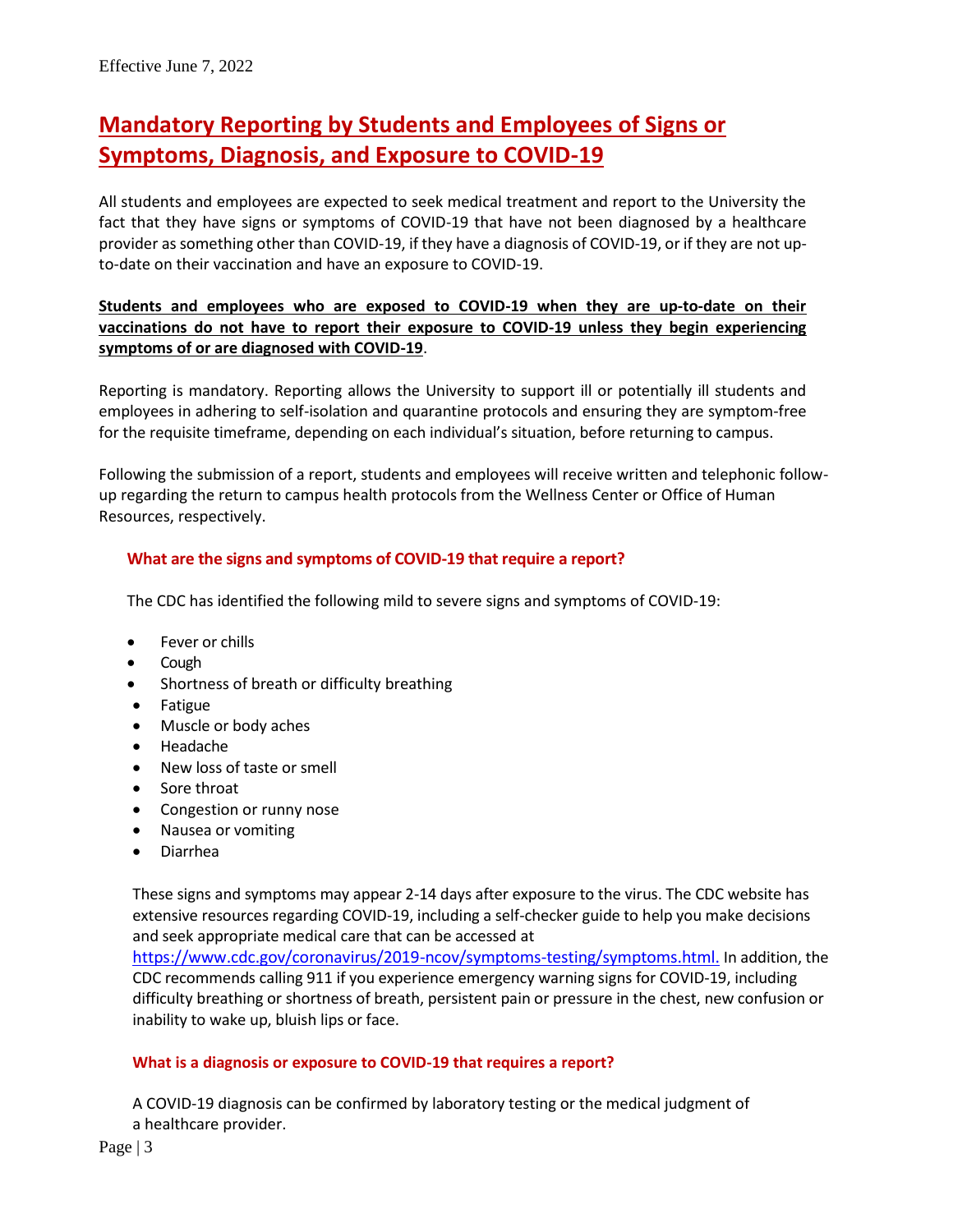Effective June 7, 2022

# Mandatory Reporting by Students and Employees of Signs or Symptoms, Diagnosis, and Exposure to COVID-19

All students and employees are expected to seek medical treatment and report to the University the fact that they have signs or symptoms of COVID-19 that have not been diagnosed by a healthcare provider as something other than COVID-19, if they have a diagnosis of COVID-19, or if they are not up-to-date on their vaccination and have an exposure to COVID-19.

**Students and employees who are exposed to COVID-19 when they are up-to-date on their vaccinations do not have to report their exposure to COVID-19 unless they begin experiencing symptoms of or are diagnosed with COVID-19**.

Reporting is mandatory. Reporting allows the University to support ill or potentially ill students and employees in adhering to self-isolation and quarantine protocols and ensuring they are symptom-free for the requisite timeframe, depending on each individual's situation, before returning to campus.

Following the submission of a report, students and employees will receive written and telephonic follow-up regarding the return to campus health protocols from the Wellness Center or Office of Human Resources, respectively.

## What are the signs and symptoms of COVID-19 that require a report?

The CDC has identified the following mild to severe signs and symptoms of COVID-19:

- Fever or chills
- Cough
- Shortness of breath or difficulty breathing
- Fatigue
- Muscle or body aches
- Headache
- New loss of taste or smell
- Sore throat
- Congestion or runny nose
- Nausea or vomiting
- Diarrhea

These signs and symptoms may appear 2-14 days after exposure to the virus. The CDC website has extensive resources regarding COVID-19, including a self-checker guide to help you make decisions and seek appropriate medical care that can be accessed at https://www.cdc.gov/coronavirus/2019-ncov/symptoms-testing/symptoms.html. In addition, the CDC recommends calling 911 if you experience emergency warning signs for COVID-19, including difficulty breathing or shortness of breath, persistent pain or pressure in the chest, new confusion or inability to wake up, bluish lips or face.

## What is a diagnosis or exposure to COVID-19 that requires a report?

A COVID-19 diagnosis can be confirmed by laboratory testing or the medical judgment of a healthcare provider.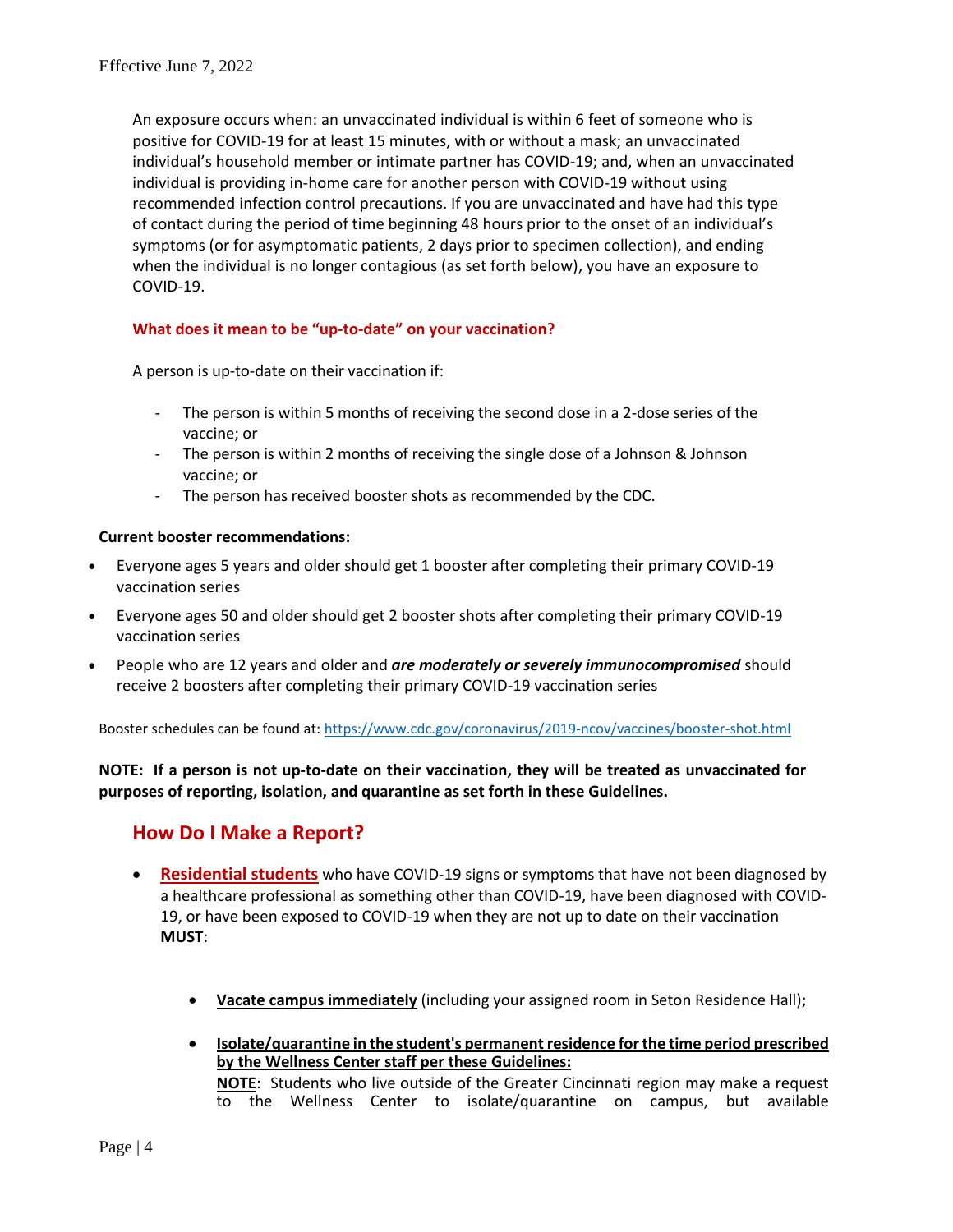An exposure occurs when: an unvaccinated individual is within 6 feet of someone who is positive for COVID-19 for at least 15 minutes, with or without a mask; an unvaccinated individual's household member or intimate partner has COVID-19; and, when an unvaccinated individual is providing in-home care for another person with COVID-19 without using recommended infection control precautions. If you are unvaccinated and have had this type of contact during the period of time beginning 48 hours prior to the onset of an individual's symptoms (or for asymptomatic patients, 2 days prior to specimen collection), and ending when the individual is no longer contagious (as set forth below), you have an exposure to COVID-19.

**What does it mean to be "up-to-date" on your vaccination?**

A person is up-to-date on their vaccination if:

- The person is within 5 months of receiving the second dose in a 2-dose series of the vaccine; or
- The person is within 2 months of receiving the single dose of a Johnson & Johnson vaccine; or
- The person has received booster shots as recommended by the CDC.

**Current booster recommendations:**

- Everyone ages 5 years and older should get 1 booster after completing their primary COVID-19 vaccination series
- Everyone ages 50 and older should get 2 booster shots after completing their primary COVID-19 vaccination series
- People who are 12 years and older and ***are moderately or severely immunocompromised*** should receive 2 boosters after completing their primary COVID-19 vaccination series

Booster schedules can be found at: https://www.cdc.gov/coronavirus/2019-ncov/vaccines/booster-shot.html

**NOTE: If a person is not up-to-date on their vaccination, they will be treated as unvaccinated for purposes of reporting, isolation, and quarantine as set forth in these Guidelines.**

## How Do I Make a Report?

- **Residential students** who have COVID-19 signs or symptoms that have not been diagnosed by a healthcare professional as something other than COVID-19, have been diagnosed with COVID-19, or have been exposed to COVID-19 when they are not up to date on their vaccination **MUST**:

  - **Vacate campus immediately** (including your assigned room in Seton Residence Hall);

  - **Isolate/quarantine in the student's permanent residence for the time period prescribed by the Wellness Center staff per these Guidelines:**
    **NOTE**: Students who live outside of the Greater Cincinnati region may make a request to the Wellness Center to isolate/quarantine on campus, but available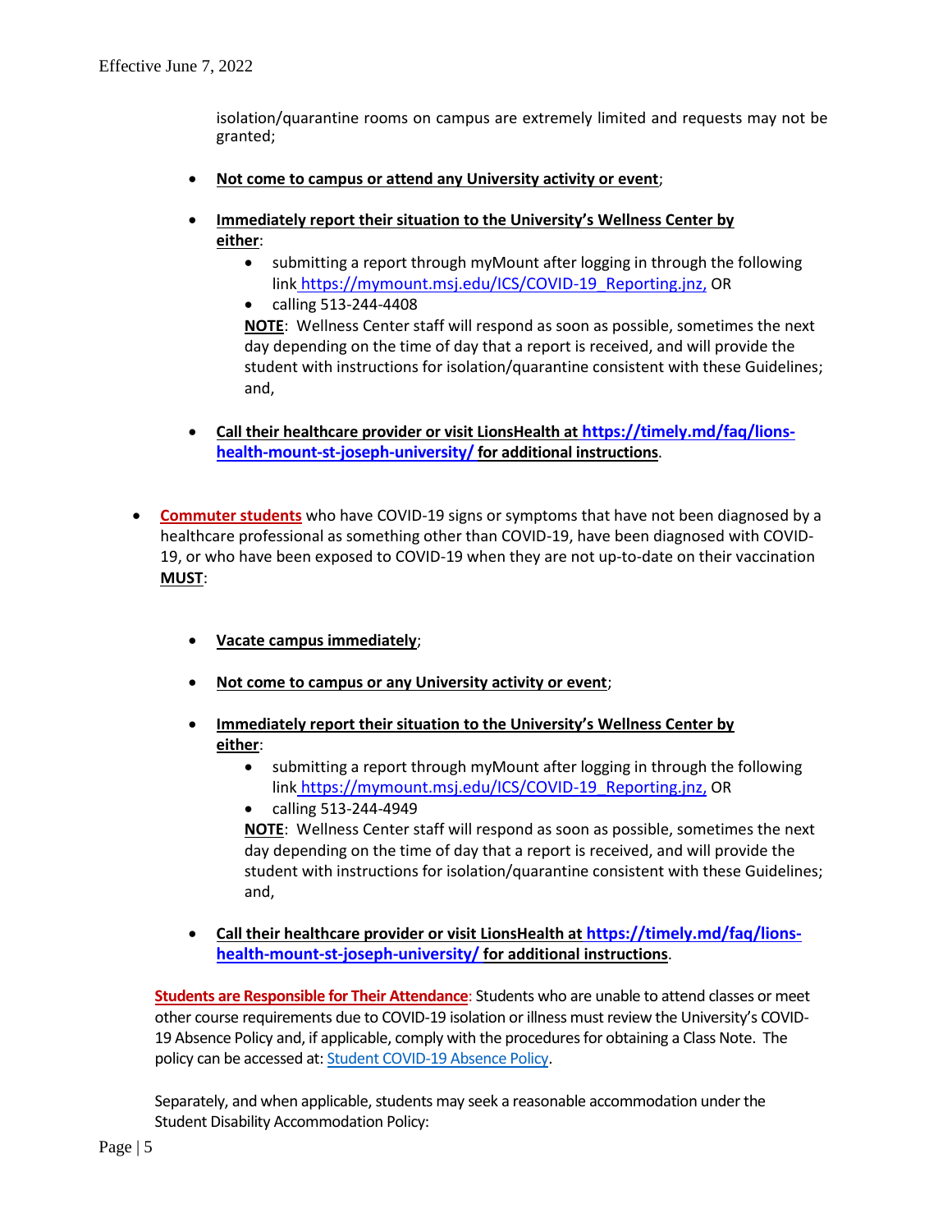isolation/quarantine rooms on campus are extremely limited and requests may not be granted;

- **Not come to campus or attend any University activity or event**;
- **Immediately report their situation to the University's Wellness Center by either**:
  - submitting a report through myMount after logging in through the following link [https://mymount.msj.edu/ICS/COVID-19_Reporting.jnz](https://mymount.msj.edu/ICS/COVID-19_Reporting.jnz), OR
  - calling 513-244-4408

  **NOTE**: Wellness Center staff will respond as soon as possible, sometimes the next day depending on the time of day that a report is received, and will provide the student with instructions for isolation/quarantine consistent with these Guidelines; and,
- **Call their healthcare provider or visit LionsHealth at [https://timely.md/faq/lions-health-mount-st-joseph-university/](https://timely.md/faq/lions-health-mount-st-joseph-university/) for additional instructions**.

- **Commuter students** who have COVID-19 signs or symptoms that have not been diagnosed by a healthcare professional as something other than COVID-19, have been diagnosed with COVID-19, or who have been exposed to COVID-19 when they are not up-to-date on their vaccination **MUST**:
  - **Vacate campus immediately**;
  - **Not come to campus or any University activity or event**;
  - **Immediately report their situation to the University's Wellness Center by either**:
    - submitting a report through myMount after logging in through the following link [https://mymount.msj.edu/ICS/COVID-19_Reporting.jnz](https://mymount.msj.edu/ICS/COVID-19_Reporting.jnz), OR
    - calling 513-244-4949

    **NOTE**: Wellness Center staff will respond as soon as possible, sometimes the next day depending on the time of day that a report is received, and will provide the student with instructions for isolation/quarantine consistent with these Guidelines; and,
  - **Call their healthcare provider or visit LionsHealth at [https://timely.md/faq/lions-health-mount-st-joseph-university/](https://timely.md/faq/lions-health-mount-st-joseph-university/) for additional instructions**.

**Students are Responsible for Their Attendance**: Students who are unable to attend classes or meet other course requirements due to COVID-19 isolation or illness must review the University's COVID-19 Absence Policy and, if applicable, comply with the procedures for obtaining a Class Note. The policy can be accessed at: Student COVID-19 Absence Policy.

Separately, and when applicable, students may seek a reasonable accommodation under the Student Disability Accommodation Policy: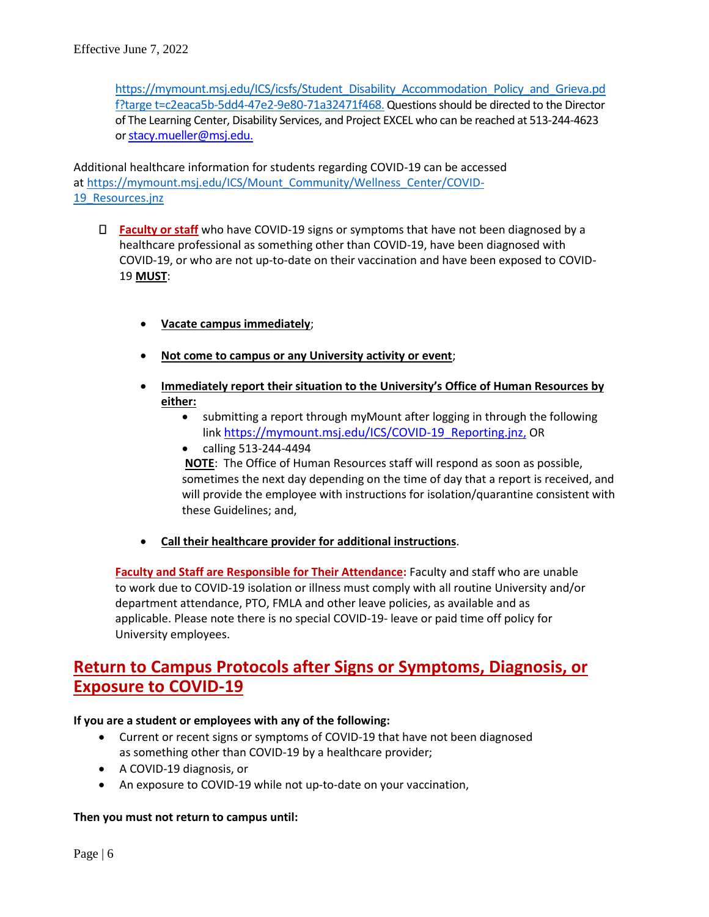https://mymount.msj.edu/ICS/icsfs/Student_Disability_Accommodation_Policy_and_Grieva.pdf?targe t=c2eaca5b-5dd4-47e2-9e80-71a32471f468. Questions should be directed to the Director of The Learning Center, Disability Services, and Project EXCEL who can be reached at 513-244-4623 or stacy.mueller@msj.edu.

Additional healthcare information for students regarding COVID-19 can be accessed at https://mymount.msj.edu/ICS/Mount_Community/Wellness_Center/COVID-19_Resources.jnz

- **Faculty or staff** who have COVID-19 signs or symptoms that have not been diagnosed by a healthcare professional as something other than COVID-19, have been diagnosed with COVID-19, or who are not up-to-date on their vaccination and have been exposed to COVID-19 **MUST**:

  - **Vacate campus immediately**;
  - **Not come to campus or any University activity or event**;
  - **Immediately report their situation to the University's Office of Human Resources by either:**
    - submitting a report through myMount after logging in through the following link https://mymount.msj.edu/ICS/COVID-19_Reporting.jnz, OR
    - calling 513-244-4494

    **NOTE**: The Office of Human Resources staff will respond as soon as possible, sometimes the next day depending on the time of day that a report is received, and will provide the employee with instructions for isolation/quarantine consistent with these Guidelines; and,
  - **Call their healthcare provider for additional instructions**.

  **Faculty and Staff are Responsible for Their Attendance:** Faculty and staff who are unable to work due to COVID-19 isolation or illness must comply with all routine University and/or department attendance, PTO, FMLA and other leave policies, as available and as applicable. Please note there is no special COVID-19- leave or paid time off policy for University employees.

## Return to Campus Protocols after Signs or Symptoms, Diagnosis, or Exposure to COVID-19

**If you are a student or employees with any of the following:**

- Current or recent signs or symptoms of COVID-19 that have not been diagnosed as something other than COVID-19 by a healthcare provider;
- A COVID-19 diagnosis, or
- An exposure to COVID-19 while not up-to-date on your vaccination,

**Then you must not return to campus until:**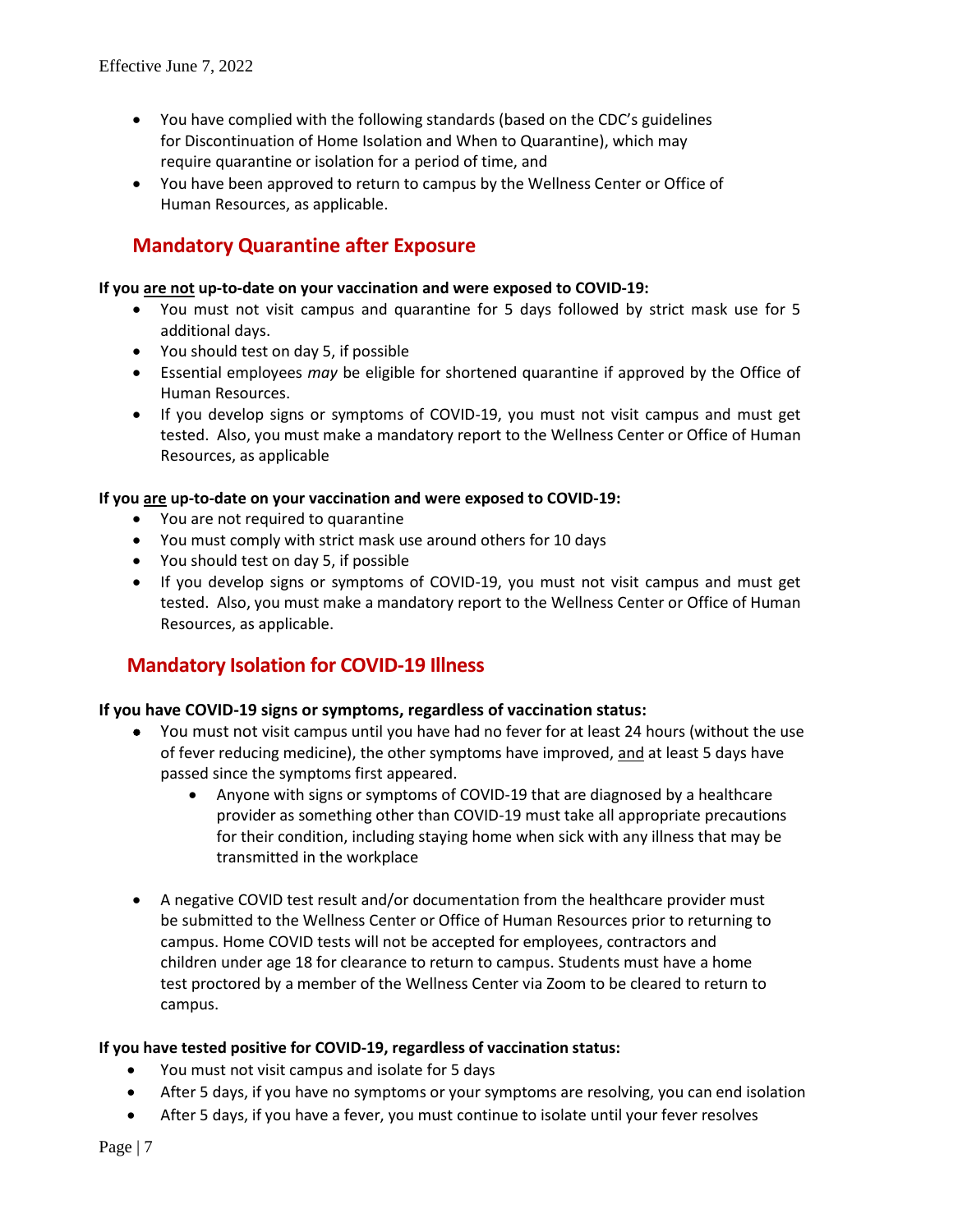- You have complied with the following standards (based on the CDC's guidelines for Discontinuation of Home Isolation and When to Quarantine), which may require quarantine or isolation for a period of time, and
- You have been approved to return to campus by the Wellness Center or Office of Human Resources, as applicable.

## Mandatory Quarantine after Exposure

**If you <u>are not</u> up-to-date on your vaccination and were exposed to COVID-19:**

- You must not visit campus and quarantine for 5 days followed by strict mask use for 5 additional days.
- You should test on day 5, if possible
- Essential employees *may* be eligible for shortened quarantine if approved by the Office of Human Resources.
- If you develop signs or symptoms of COVID-19, you must not visit campus and must get tested. Also, you must make a mandatory report to the Wellness Center or Office of Human Resources, as applicable

**If you <u>are</u> up-to-date on your vaccination and were exposed to COVID-19:**

- You are not required to quarantine
- You must comply with strict mask use around others for 10 days
- You should test on day 5, if possible
- If you develop signs or symptoms of COVID-19, you must not visit campus and must get tested. Also, you must make a mandatory report to the Wellness Center or Office of Human Resources, as applicable.

## Mandatory Isolation for COVID-19 Illness

**If you have COVID-19 signs or symptoms, regardless of vaccination status:**

- You must not visit campus until you have had no fever for at least 24 hours (without the use of fever reducing medicine), the other symptoms have improved, <u>and</u> at least 5 days have passed since the symptoms first appeared.
    - Anyone with signs or symptoms of COVID-19 that are diagnosed by a healthcare provider as something other than COVID-19 must take all appropriate precautions for their condition, including staying home when sick with any illness that may be transmitted in the workplace

- A negative COVID test result and/or documentation from the healthcare provider must be submitted to the Wellness Center or Office of Human Resources prior to returning to campus. Home COVID tests will not be accepted for employees, contractors and children under age 18 for clearance to return to campus. Students must have a home test proctored by a member of the Wellness Center via Zoom to be cleared to return to campus.

**If you have tested positive for COVID-19, regardless of vaccination status:**

- You must not visit campus and isolate for 5 days
- After 5 days, if you have no symptoms or your symptoms are resolving, you can end isolation
- After 5 days, if you have a fever, you must continue to isolate until your fever resolves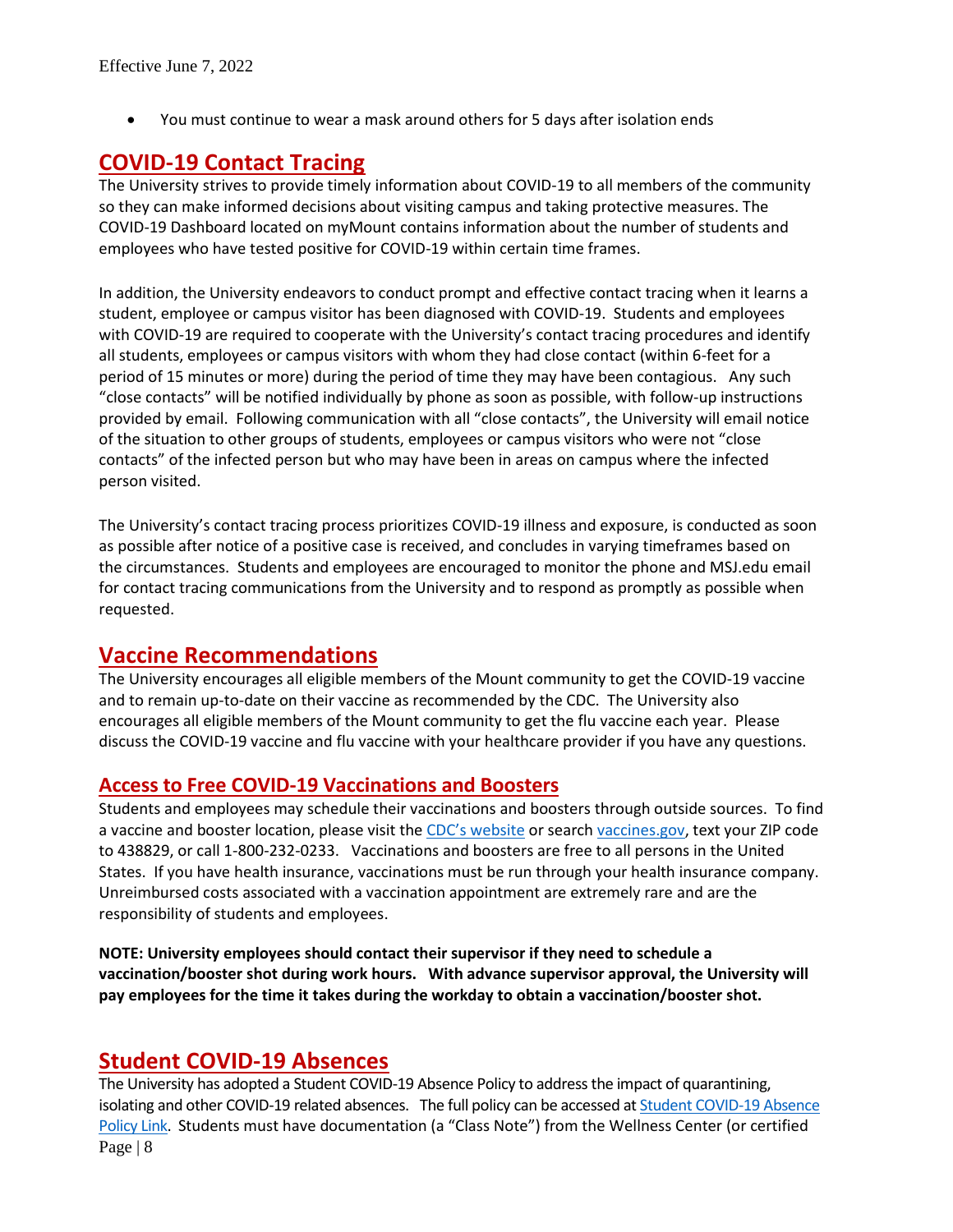- You must continue to wear a mask around others for 5 days after isolation ends

## COVID-19 Contact Tracing

The University strives to provide timely information about COVID-19 to all members of the community so they can make informed decisions about visiting campus and taking protective measures. The COVID-19 Dashboard located on myMount contains information about the number of students and employees who have tested positive for COVID-19 within certain time frames.

In addition, the University endeavors to conduct prompt and effective contact tracing when it learns a student, employee or campus visitor has been diagnosed with COVID-19. Students and employees with COVID-19 are required to cooperate with the University's contact tracing procedures and identify all students, employees or campus visitors with whom they had close contact (within 6-feet for a period of 15 minutes or more) during the period of time they may have been contagious. Any such "close contacts" will be notified individually by phone as soon as possible, with follow-up instructions provided by email. Following communication with all "close contacts", the University will email notice of the situation to other groups of students, employees or campus visitors who were not "close contacts" of the infected person but who may have been in areas on campus where the infected person visited.

The University's contact tracing process prioritizes COVID-19 illness and exposure, is conducted as soon as possible after notice of a positive case is received, and concludes in varying timeframes based on the circumstances. Students and employees are encouraged to monitor the phone and MSJ.edu email for contact tracing communications from the University and to respond as promptly as possible when requested.

## Vaccine Recommendations

The University encourages all eligible members of the Mount community to get the COVID-19 vaccine and to remain up-to-date on their vaccine as recommended by the CDC. The University also encourages all eligible members of the Mount community to get the flu vaccine each year. Please discuss the COVID-19 vaccine and flu vaccine with your healthcare provider if you have any questions.

### Access to Free COVID-19 Vaccinations and Boosters

Students and employees may schedule their vaccinations and boosters through outside sources. To find a vaccine and booster location, please visit the CDC's website or search vaccines.gov, text your ZIP code to 438829, or call 1-800-232-0233. Vaccinations and boosters are free to all persons in the United States. If you have health insurance, vaccinations must be run through your health insurance company. Unreimbursed costs associated with a vaccination appointment are extremely rare and are the responsibility of students and employees.

**NOTE: University employees should contact their supervisor if they need to schedule a vaccination/booster shot during work hours. With advance supervisor approval, the University will pay employees for the time it takes during the workday to obtain a vaccination/booster shot.**

## Student COVID-19 Absences

The University has adopted a Student COVID-19 Absence Policy to address the impact of quarantining, isolating and other COVID-19 related absences. The full policy can be accessed at Student COVID-19 Absence Policy Link. Students must have documentation (a "Class Note") from the Wellness Center (or certified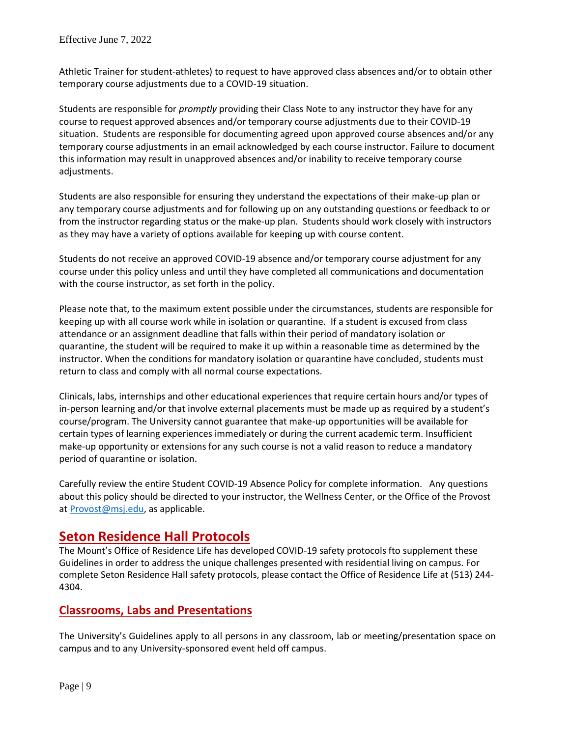Athletic Trainer for student-athletes) to request to have approved class absences and/or to obtain other temporary course adjustments due to a COVID-19 situation.

Students are responsible for *promptly* providing their Class Note to any instructor they have for any course to request approved absences and/or temporary course adjustments due to their COVID-19 situation. Students are responsible for documenting agreed upon approved course absences and/or any temporary course adjustments in an email acknowledged by each course instructor. Failure to document this information may result in unapproved absences and/or inability to receive temporary course adjustments.

Students are also responsible for ensuring they understand the expectations of their make-up plan or any temporary course adjustments and for following up on any outstanding questions or feedback to or from the instructor regarding status or the make-up plan. Students should work closely with instructors as they may have a variety of options available for keeping up with course content.

Students do not receive an approved COVID-19 absence and/or temporary course adjustment for any course under this policy unless and until they have completed all communications and documentation with the course instructor, as set forth in the policy.

Please note that, to the maximum extent possible under the circumstances, students are responsible for keeping up with all course work while in isolation or quarantine. If a student is excused from class attendance or an assignment deadline that falls within their period of mandatory isolation or quarantine, the student will be required to make it up within a reasonable time as determined by the instructor. When the conditions for mandatory isolation or quarantine have concluded, students must return to class and comply with all normal course expectations.

Clinicals, labs, internships and other educational experiences that require certain hours and/or types of in-person learning and/or that involve external placements must be made up as required by a student's course/program. The University cannot guarantee that make-up opportunities will be available for certain types of learning experiences immediately or during the current academic term. Insufficient make-up opportunity or extensions for any such course is not a valid reason to reduce a mandatory period of quarantine or isolation.

Carefully review the entire Student COVID-19 Absence Policy for complete information. Any questions about this policy should be directed to your instructor, the Wellness Center, or the Office of the Provost at Provost@msj.edu, as applicable.

## Seton Residence Hall Protocols

The Mount's Office of Residence Life has developed COVID-19 safety protocols fto supplement these Guidelines in order to address the unique challenges presented with residential living on campus. For complete Seton Residence Hall safety protocols, please contact the Office of Residence Life at (513) 244-4304.

## Classrooms, Labs and Presentations

The University's Guidelines apply to all persons in any classroom, lab or meeting/presentation space on campus and to any University-sponsored event held off campus.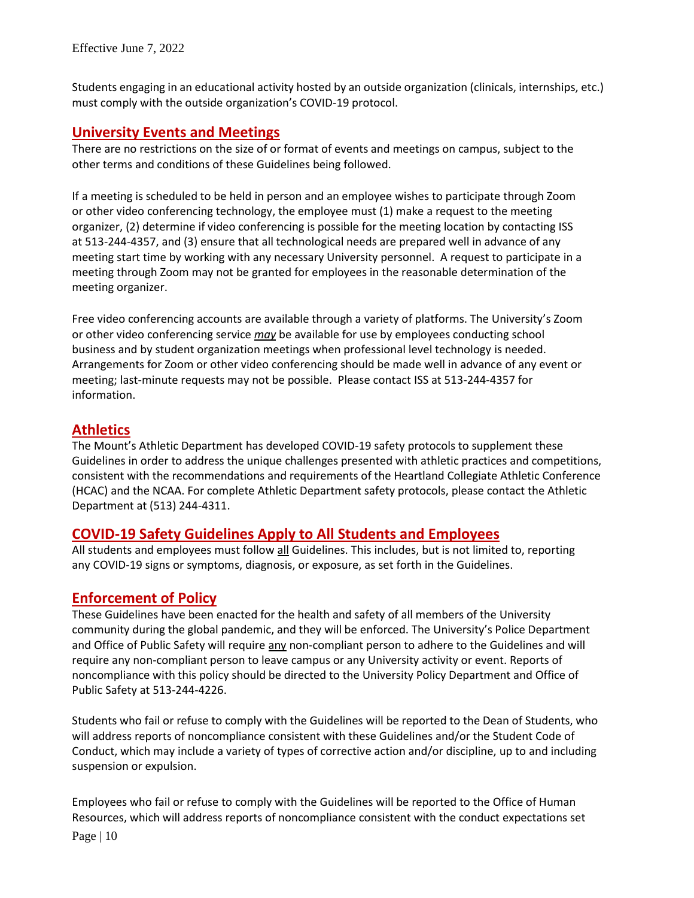Students engaging in an educational activity hosted by an outside organization (clinicals, internships, etc.) must comply with the outside organization's COVID-19 protocol.

## University Events and Meetings

There are no restrictions on the size of or format of events and meetings on campus, subject to the other terms and conditions of these Guidelines being followed.

If a meeting is scheduled to be held in person and an employee wishes to participate through Zoom or other video conferencing technology, the employee must (1) make a request to the meeting organizer, (2) determine if video conferencing is possible for the meeting location by contacting ISS at 513-244-4357, and (3) ensure that all technological needs are prepared well in advance of any meeting start time by working with any necessary University personnel. A request to participate in a meeting through Zoom may not be granted for employees in the reasonable determination of the meeting organizer.

Free video conferencing accounts are available through a variety of platforms. The University's Zoom or other video conferencing service ***may*** be available for use by employees conducting school business and by student organization meetings when professional level technology is needed. Arrangements for Zoom or other video conferencing should be made well in advance of any event or meeting; last-minute requests may not be possible. Please contact ISS at 513-244-4357 for information.

## Athletics

The Mount's Athletic Department has developed COVID-19 safety protocols to supplement these Guidelines in order to address the unique challenges presented with athletic practices and competitions, consistent with the recommendations and requirements of the Heartland Collegiate Athletic Conference (HCAC) and the NCAA. For complete Athletic Department safety protocols, please contact the Athletic Department at (513) 244-4311.

## COVID-19 Safety Guidelines Apply to All Students and Employees

All students and employees must follow all Guidelines. This includes, but is not limited to, reporting any COVID-19 signs or symptoms, diagnosis, or exposure, as set forth in the Guidelines.

## Enforcement of Policy

These Guidelines have been enacted for the health and safety of all members of the University community during the global pandemic, and they will be enforced. The University's Police Department and Office of Public Safety will require any non-compliant person to adhere to the Guidelines and will require any non-compliant person to leave campus or any University activity or event. Reports of noncompliance with this policy should be directed to the University Policy Department and Office of Public Safety at 513-244-4226.

Students who fail or refuse to comply with the Guidelines will be reported to the Dean of Students, who will address reports of noncompliance consistent with these Guidelines and/or the Student Code of Conduct, which may include a variety of types of corrective action and/or discipline, up to and including suspension or expulsion.

Employees who fail or refuse to comply with the Guidelines will be reported to the Office of Human Resources, which will address reports of noncompliance consistent with the conduct expectations set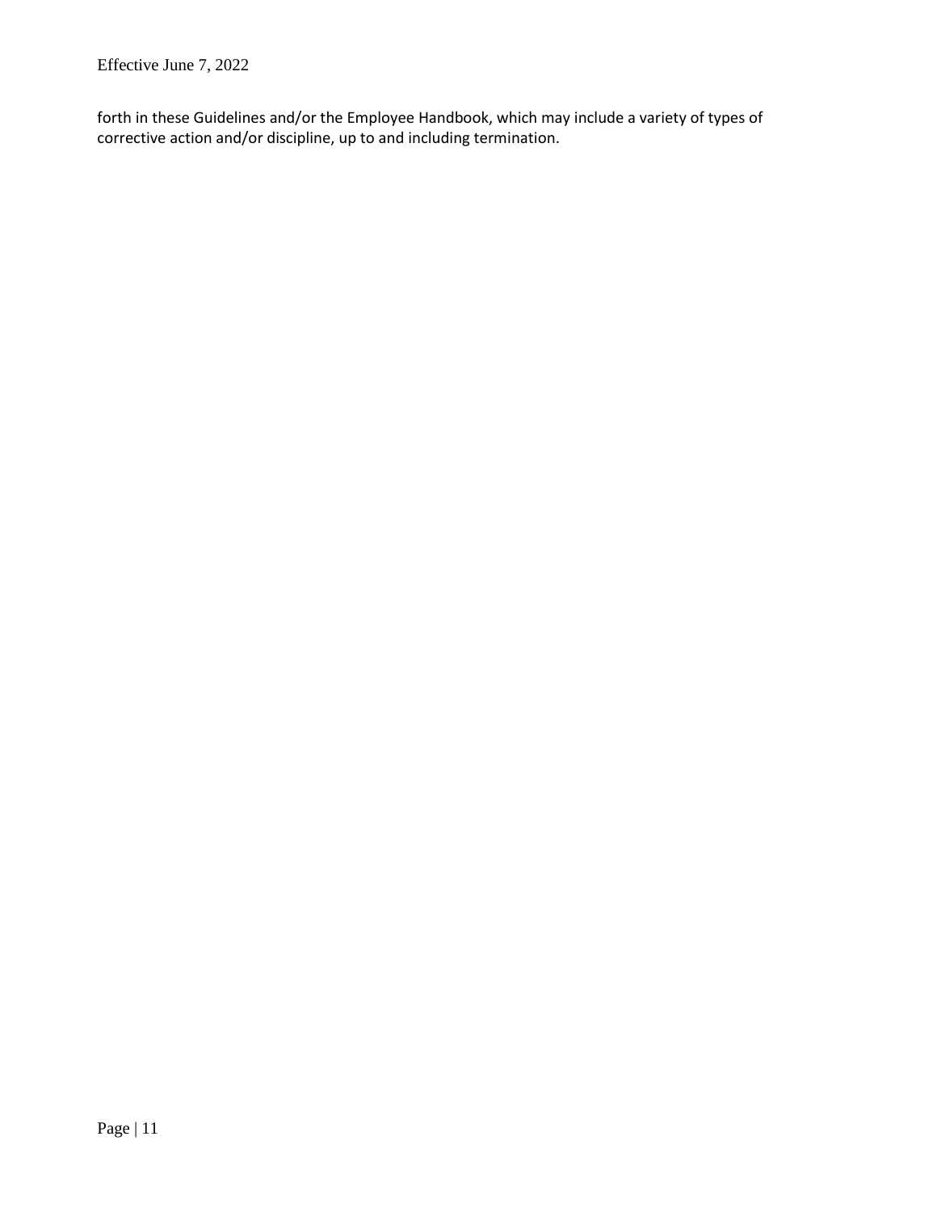forth in these Guidelines and/or the Employee Handbook, which may include a variety of types of corrective action and/or discipline, up to and including termination.